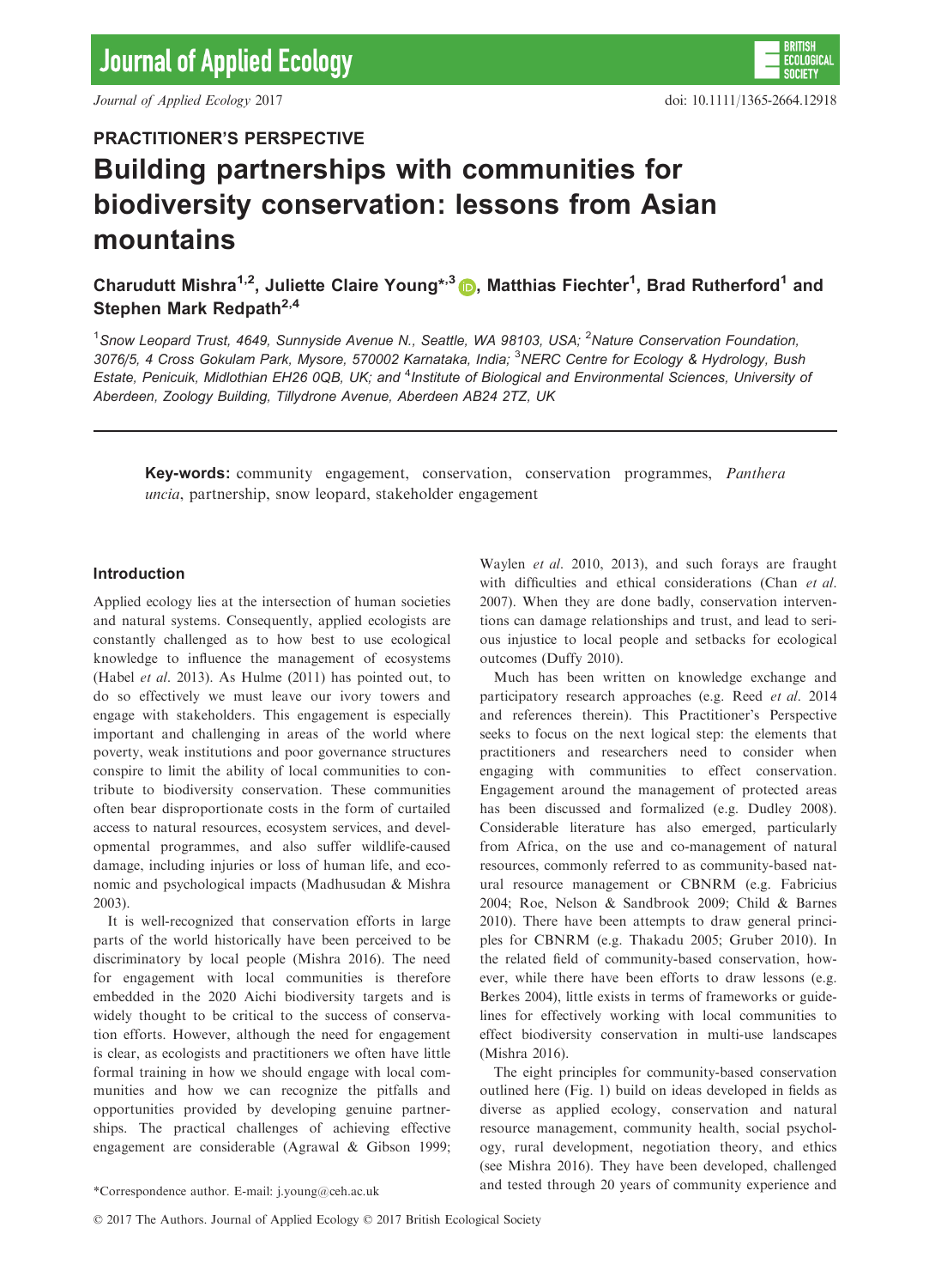PRACTITIONER'S PERSPECTIVE

# Building partnerships with communities for biodiversity conservation: lessons from Asian mountains

**Charudutt Mishra[1,2], Juliette Claire Young*[,3], Matthias Fiechter[1], Brad Rutherford[1] and Stephen Mark Redpath[2,4]**

[1]*Snow Leopard Trust, 4649, Sunnyside Avenue N., Seattle, WA 98103, USA;* [2]*Nature Conservation Foundation, 3076/5, 4 Cross Gokulam Park, Mysore, 570002 Karnataka, India;* [3]*NERC Centre for Ecology & Hydrology, Bush Estate, Penicuik, Midlothian EH26 0QB, UK; and* [4]*Institute of Biological and Environmental Sciences, University of Aberdeen, Zoology Building, Tillydrone Avenue, Aberdeen AB24 2TZ, UK*

**Key-words:** community engagement, conservation, conservation programmes, *Panthera uncia*, partnership, snow leopard, stakeholder engagement

## Introduction

Applied ecology lies at the intersection of human societies and natural systems. Consequently, applied ecologists are constantly challenged as to how best to use ecological knowledge to influence the management of ecosystems (Habel *et al*. 2013). As Hulme (2011) has pointed out, to do so effectively we must leave our ivory towers and engage with stakeholders. This engagement is especially important and challenging in areas of the world where poverty, weak institutions and poor governance structures conspire to limit the ability of local communities to contribute to biodiversity conservation. These communities often bear disproportionate costs in the form of curtailed access to natural resources, ecosystem services, and developmental programmes, and also suffer wildlife-caused damage, including injuries or loss of human life, and economic and psychological impacts (Madhusudan & Mishra 2003).

It is well-recognized that conservation efforts in large parts of the world historically have been perceived to be discriminatory by local people (Mishra 2016). The need for engagement with local communities is therefore embedded in the 2020 Aichi biodiversity targets and is widely thought to be critical to the success of conservation efforts. However, although the need for engagement is clear, as ecologists and practitioners we often have little formal training in how we should engage with local communities and how we can recognize the pitfalls and opportunities provided by developing genuine partnerships. The practical challenges of achieving effective engagement are considerable (Agrawal & Gibson 1999; Waylen *et al*. 2010, 2013), and such forays are fraught with difficulties and ethical considerations (Chan *et al*. 2007). When they are done badly, conservation interventions can damage relationships and trust, and lead to serious injustice to local people and setbacks for ecological outcomes (Duffy 2010).

Much has been written on knowledge exchange and participatory research approaches (e.g. Reed *et al*. 2014 and references therein). This Practitioner's Perspective seeks to focus on the next logical step: the elements that practitioners and researchers need to consider when engaging with communities to effect conservation. Engagement around the management of protected areas has been discussed and formalized (e.g. Dudley 2008). Considerable literature has also emerged, particularly from Africa, on the use and co-management of natural resources, commonly referred to as community-based natural resource management or CBNRM (e.g. Fabricius 2004; Roe, Nelson & Sandbrook 2009; Child & Barnes 2010). There have been attempts to draw general principles for CBNRM (e.g. Thakadu 2005; Gruber 2010). In the related field of community-based conservation, however, while there have been efforts to draw lessons (e.g. Berkes 2004), little exists in terms of frameworks or guidelines for effectively working with local communities to effect biodiversity conservation in multi-use landscapes (Mishra 2016).

The eight principles for community-based conservation outlined here (Fig. 1) build on ideas developed in fields as diverse as applied ecology, conservation and natural resource management, community health, social psychology, rural development, negotiation theory, and ethics (see Mishra 2016). They have been developed, challenged and tested through 20 years of community experience and

*Correspondence author. E-mail: j.young@ceh.ac.uk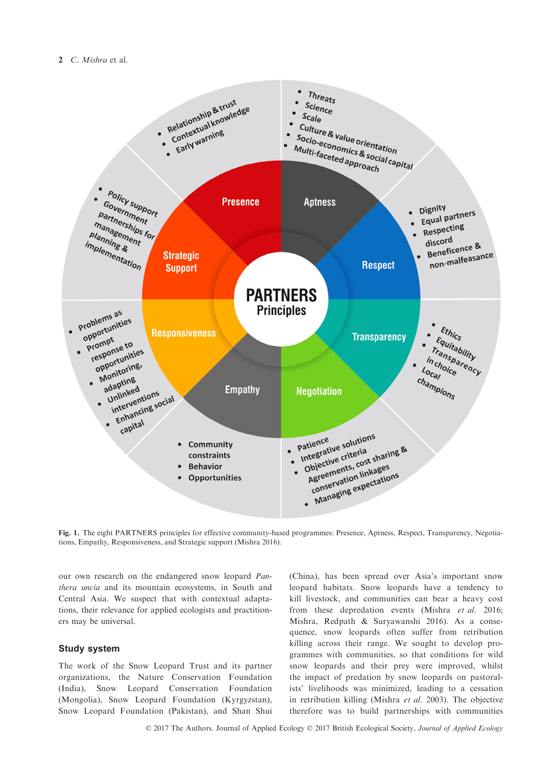PARTNERS
Principles

Presence
- Relationship & trust
- Contextual knowledge
- Early warning

Aptness
- Threats
- Science
- Scale
- Culture & value orientation
- Socio-economics & social capital
- Multi-faceted approach

Respect
- Dignity
- Equal partners
- Respecting discord
- Beneficence & non-malfeasance

Transparency
- Ethics
- Equitability
- Transparency in choice
- Local champions

Negotiation
- Patience
- Integrative solutions
- Objective criteria
- Agreements, cost sharing & conservation linkages
- Managing expectations

Empathy
- Community constraints
- Behavior
- Opportunities

Responsiveness
- Problems as opportunities
- Prompt response to opportunities
- Monitoring, adapting
- Unlinked interventions
- Enhancing social capital

Strategic Support
- Policy support
- Government partnerships for management planning & implementation

**Fig. 1.** The eight PARTNERS principles for effective community-based programmes: Presence, Aptness, Respect, Transparency, Negotiations, Empathy, Responsiveness, and Strategic support (Mishra 2016).

our own research on the endangered snow leopard *Panthera uncia* and its mountain ecosystems, in South and Central Asia. We suspect that with contextual adaptations, their relevance for applied ecologists and practitioners may be universal.

## Study system

The work of the Snow Leopard Trust and its partner organizations, the Nature Conservation Foundation (India), Snow Leopard Conservation Foundation (Mongolia), Snow Leopard Foundation (Kyrgyzstan), Snow Leopard Foundation (Pakistan), and Shan Shui (China), has been spread over Asia's important snow leopard habitats. Snow leopards have a tendency to kill livestock, and communities can bear a heavy cost from these depredation events (Mishra *et al.* 2016; Mishra, Redpath & Suryawanshi 2016). As a consequence, snow leopards often suffer from retribution killing across their range. We sought to develop programmes with communities, so that conditions for wild snow leopards and their prey were improved, whilst the impact of predation by snow leopards on pastoralists' livelihoods was minimized, leading to a cessation in retribution killing (Mishra *et al.* 2003). The objective therefore was to build partnerships with communities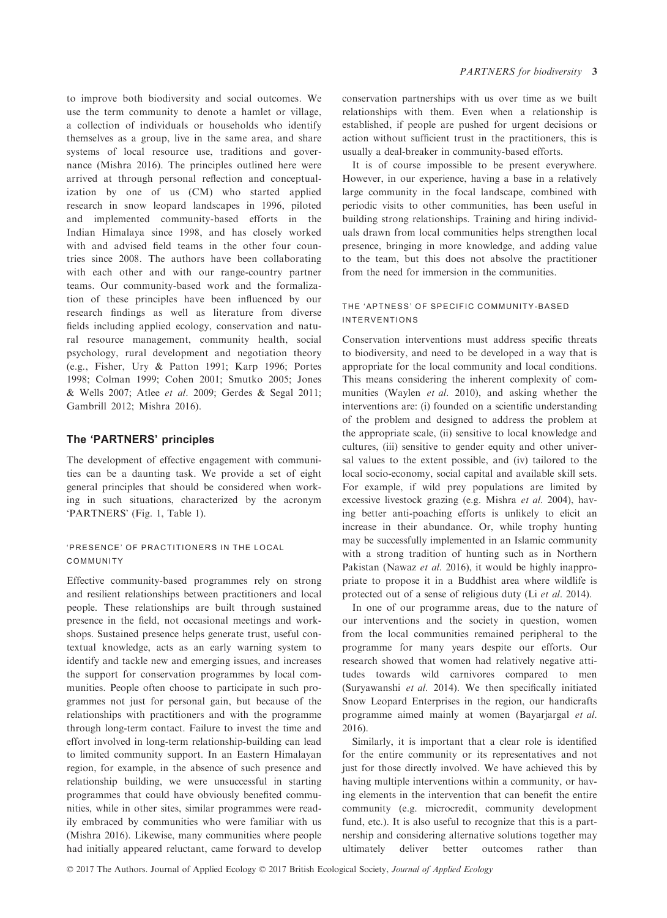to improve both biodiversity and social outcomes. We use the term community to denote a hamlet or village, a collection of individuals or households who identify themselves as a group, live in the same area, and share systems of local resource use, traditions and governance (Mishra 2016). The principles outlined here were arrived at through personal reflection and conceptualization by one of us (CM) who started applied research in snow leopard landscapes in 1996, piloted and implemented community-based efforts in the Indian Himalaya since 1998, and has closely worked with and advised field teams in the other four countries since 2008. The authors have been collaborating with each other and with our range-country partner teams. Our community-based work and the formalization of these principles have been influenced by our research findings as well as literature from diverse fields including applied ecology, conservation and natural resource management, community health, social psychology, rural development and negotiation theory (e.g., Fisher, Ury & Patton 1991; Karp 1996; Portes 1998; Colman 1999; Cohen 2001; Smutko 2005; Jones & Wells 2007; Atlee *et al*. 2009; Gerdes & Segal 2011; Gambrill 2012; Mishra 2016).

## The 'PARTNERS' principles

The development of effective engagement with communities can be a daunting task. We provide a set of eight general principles that should be considered when working in such situations, characterized by the acronym 'PARTNERS' (Fig. 1, Table 1).

### 'PRESENCE' OF PRACTITIONERS IN THE LOCAL COMMUNITY

Effective community-based programmes rely on strong and resilient relationships between practitioners and local people. These relationships are built through sustained presence in the field, not occasional meetings and workshops. Sustained presence helps generate trust, useful contextual knowledge, acts as an early warning system to identify and tackle new and emerging issues, and increases the support for conservation programmes by local communities. People often choose to participate in such programmes not just for personal gain, but because of the relationships with practitioners and with the programme through long-term contact. Failure to invest the time and effort involved in long-term relationship-building can lead to limited community support. In an Eastern Himalayan region, for example, in the absence of such presence and relationship building, we were unsuccessful in starting programmes that could have obviously benefited communities, while in other sites, similar programmes were readily embraced by communities who were familiar with us (Mishra 2016). Likewise, many communities where people had initially appeared reluctant, came forward to develop conservation partnerships with us over time as we built relationships with them. Even when a relationship is established, if people are pushed for urgent decisions or action without sufficient trust in the practitioners, this is usually a deal-breaker in community-based efforts.

It is of course impossible to be present everywhere. However, in our experience, having a base in a relatively large community in the focal landscape, combined with periodic visits to other communities, has been useful in building strong relationships. Training and hiring individuals drawn from local communities helps strengthen local presence, bringing in more knowledge, and adding value to the team, but this does not absolve the practitioner from the need for immersion in the communities.

### THE 'APTNESS' OF SPECIFIC COMMUNITY-BASED INTERVENTIONS

Conservation interventions must address specific threats to biodiversity, and need to be developed in a way that is appropriate for the local community and local conditions. This means considering the inherent complexity of communities (Waylen *et al*. 2010), and asking whether the interventions are: (i) founded on a scientific understanding of the problem and designed to address the problem at the appropriate scale, (ii) sensitive to local knowledge and cultures, (iii) sensitive to gender equity and other universal values to the extent possible, and (iv) tailored to the local socio-economy, social capital and available skill sets. For example, if wild prey populations are limited by excessive livestock grazing (e.g. Mishra *et al*. 2004), having better anti-poaching efforts is unlikely to elicit an increase in their abundance. Or, while trophy hunting may be successfully implemented in an Islamic community with a strong tradition of hunting such as in Northern Pakistan (Nawaz *et al*. 2016), it would be highly inappropriate to propose it in a Buddhist area where wildlife is protected out of a sense of religious duty (Li *et al*. 2014).

In one of our programme areas, due to the nature of our interventions and the society in question, women from the local communities remained peripheral to the programme for many years despite our efforts. Our research showed that women had relatively negative attitudes towards wild carnivores compared to men (Suryawanshi *et al*. 2014). We then specifically initiated Snow Leopard Enterprises in the region, our handicrafts programme aimed mainly at women (Bayarjargal *et al*. 2016).

Similarly, it is important that a clear role is identified for the entire community or its representatives and not just for those directly involved. We have achieved this by having multiple interventions within a community, or having elements in the intervention that can benefit the entire community (e.g. microcredit, community development fund, etc.). It is also useful to recognize that this is a partnership and considering alternative solutions together may ultimately deliver better outcomes rather than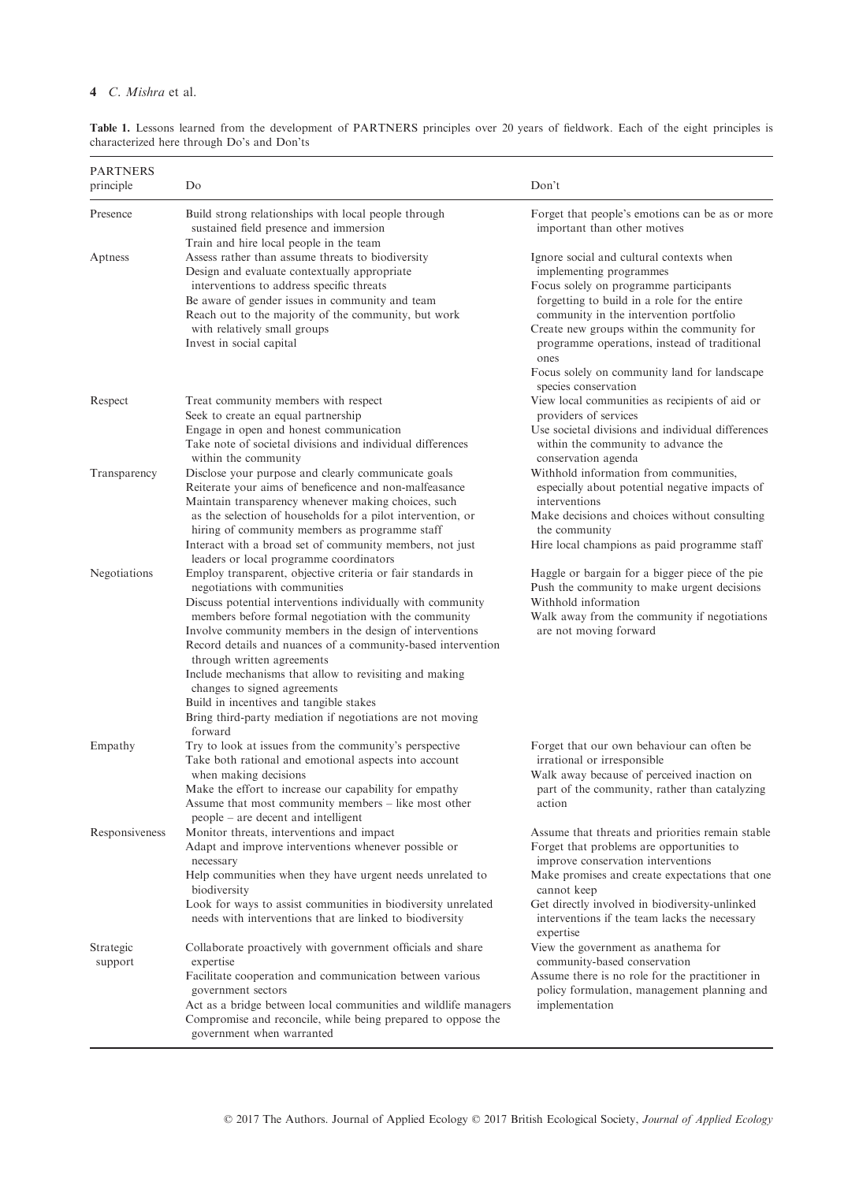Table 1. Lessons learned from the development of PARTNERS principles over 20 years of fieldwork. Each of the eight principles is characterized here through Do's and Don'ts

| PARTNERS principle | Do | Don't |
| --- | --- | --- |
| Presence | Build strong relationships with local people through sustained field presence and immersion<br>Train and hire local people in the team | Forget that people's emotions can be as or more important than other motives |
| Aptness | Assess rather than assume threats to biodiversity<br>Design and evaluate contextually appropriate interventions to address specific threats<br>Be aware of gender issues in community and team<br>Reach out to the majority of the community, but work with relatively small groups<br>Invest in social capital | Ignore social and cultural contexts when implementing programmes<br>Focus solely on programme participants forgetting to build in a role for the entire community in the intervention portfolio<br>Create new groups within the community for programme operations, instead of traditional ones<br>Focus solely on community land for landscape species conservation |
| Respect | Treat community members with respect<br>Seek to create an equal partnership<br>Engage in open and honest communication<br>Take note of societal divisions and individual differences within the community | View local communities as recipients of aid or providers of services<br>Use societal divisions and individual differences within the community to advance the conservation agenda |
| Transparency | Disclose your purpose and clearly communicate goals<br>Reiterate your aims of beneficence and non-malfeasance<br>Maintain transparency whenever making choices, such as the selection of households for a pilot intervention, or hiring of community members as programme staff<br>Interact with a broad set of community members, not just leaders or local programme coordinators | Withhold information from communities, especially about potential negative impacts of interventions<br>Make decisions and choices without consulting the community<br>Hire local champions as paid programme staff |
| Negotiations | Employ transparent, objective criteria or fair standards in negotiations with communities<br>Discuss potential interventions individually with community members before formal negotiation with the community<br>Involve community members in the design of interventions<br>Record details and nuances of a community-based intervention through written agreements<br>Include mechanisms that allow to revisiting and making changes to signed agreements<br>Build in incentives and tangible stakes<br>Bring third-party mediation if negotiations are not moving forward | Haggle or bargain for a bigger piece of the pie<br>Push the community to make urgent decisions<br>Withhold information<br>Walk away from the community if negotiations are not moving forward |
| Empathy | Try to look at issues from the community's perspective<br>Take both rational and emotional aspects into account when making decisions<br>Make the effort to increase our capability for empathy<br>Assume that most community members – like most other people – are decent and intelligent | Forget that our own behaviour can often be irrational or irresponsible<br>Walk away because of perceived inaction on part of the community, rather than catalyzing action |
| Responsiveness | Monitor threats, interventions and impact<br>Adapt and improve interventions whenever possible or necessary<br>Help communities when they have urgent needs unrelated to biodiversity<br>Look for ways to assist communities in biodiversity unrelated needs with interventions that are linked to biodiversity | Assume that threats and priorities remain stable<br>Forget that problems are opportunities to improve conservation interventions<br>Make promises and create expectations that one cannot keep<br>Get directly involved in biodiversity-unlinked interventions if the team lacks the necessary expertise |
| Strategic support | Collaborate proactively with government officials and share expertise<br>Facilitate cooperation and communication between various government sectors<br>Act as a bridge between local communities and wildlife managers<br>Compromise and reconcile, while being prepared to oppose the government when warranted | View the government as anathema for community-based conservation<br>Assume there is no role for the practitioner in policy formulation, management planning and implementation |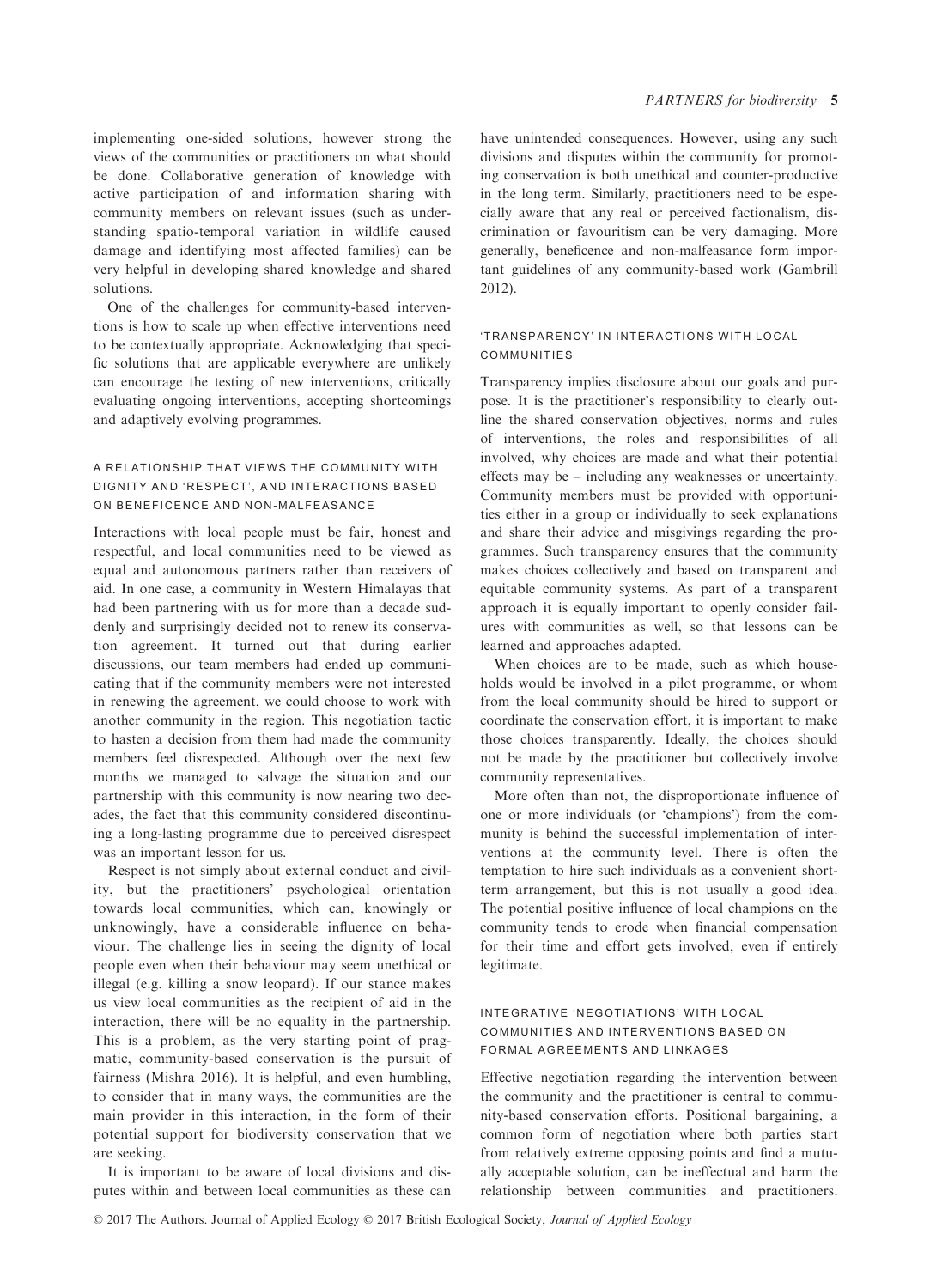implementing one-sided solutions, however strong the views of the communities or practitioners on what should be done. Collaborative generation of knowledge with active participation of and information sharing with community members on relevant issues (such as understanding spatio-temporal variation in wildlife caused damage and identifying most affected families) can be very helpful in developing shared knowledge and shared solutions.

One of the challenges for community-based interventions is how to scale up when effective interventions need to be contextually appropriate. Acknowledging that specific solutions that are applicable everywhere are unlikely can encourage the testing of new interventions, critically evaluating ongoing interventions, accepting shortcomings and adaptively evolving programmes.

### A RELATIONSHIP THAT VIEWS THE COMMUNITY WITH DIGNITY AND 'RESPECT', AND INTERACTIONS BASED ON BENEFICENCE AND NON-MALFEASANCE

Interactions with local people must be fair, honest and respectful, and local communities need to be viewed as equal and autonomous partners rather than receivers of aid. In one case, a community in Western Himalayas that had been partnering with us for more than a decade suddenly and surprisingly decided not to renew its conservation agreement. It turned out that during earlier discussions, our team members had ended up communicating that if the community members were not interested in renewing the agreement, we could choose to work with another community in the region. This negotiation tactic to hasten a decision from them had made the community members feel disrespected. Although over the next few months we managed to salvage the situation and our partnership with this community is now nearing two decades, the fact that this community considered discontinuing a long-lasting programme due to perceived disrespect was an important lesson for us.

Respect is not simply about external conduct and civility, but the practitioners' psychological orientation towards local communities, which can, knowingly or unknowingly, have a considerable influence on behaviour. The challenge lies in seeing the dignity of local people even when their behaviour may seem unethical or illegal (e.g. killing a snow leopard). If our stance makes us view local communities as the recipient of aid in the interaction, there will be no equality in the partnership. This is a problem, as the very starting point of pragmatic, community-based conservation is the pursuit of fairness (Mishra 2016). It is helpful, and even humbling, to consider that in many ways, the communities are the main provider in this interaction, in the form of their potential support for biodiversity conservation that we are seeking.

It is important to be aware of local divisions and disputes within and between local communities as these can have unintended consequences. However, using any such divisions and disputes within the community for promoting conservation is both unethical and counter-productive in the long term. Similarly, practitioners need to be especially aware that any real or perceived factionalism, discrimination or favouritism can be very damaging. More generally, beneficence and non-malfeasance form important guidelines of any community-based work (Gambrill 2012).

### 'TRANSPARENCY' IN INTERACTIONS WITH LOCAL COMMUNITIES

Transparency implies disclosure about our goals and purpose. It is the practitioner's responsibility to clearly outline the shared conservation objectives, norms and rules of interventions, the roles and responsibilities of all involved, why choices are made and what their potential effects may be – including any weaknesses or uncertainty. Community members must be provided with opportunities either in a group or individually to seek explanations and share their advice and misgivings regarding the programmes. Such transparency ensures that the community makes choices collectively and based on transparent and equitable community systems. As part of a transparent approach it is equally important to openly consider failures with communities as well, so that lessons can be learned and approaches adapted.

When choices are to be made, such as which households would be involved in a pilot programme, or whom from the local community should be hired to support or coordinate the conservation effort, it is important to make those choices transparently. Ideally, the choices should not be made by the practitioner but collectively involve community representatives.

More often than not, the disproportionate influence of one or more individuals (or 'champions') from the community is behind the successful implementation of interventions at the community level. There is often the temptation to hire such individuals as a convenient short-term arrangement, but this is not usually a good idea. The potential positive influence of local champions on the community tends to erode when financial compensation for their time and effort gets involved, even if entirely legitimate.

### INTEGRATIVE 'NEGOTIATIONS' WITH LOCAL COMMUNITIES AND INTERVENTIONS BASED ON FORMAL AGREEMENTS AND LINKAGES

Effective negotiation regarding the intervention between the community and the practitioner is central to community-based conservation efforts. Positional bargaining, a common form of negotiation where both parties start from relatively extreme opposing points and find a mutually acceptable solution, can be ineffectual and harm the relationship between communities and practitioners.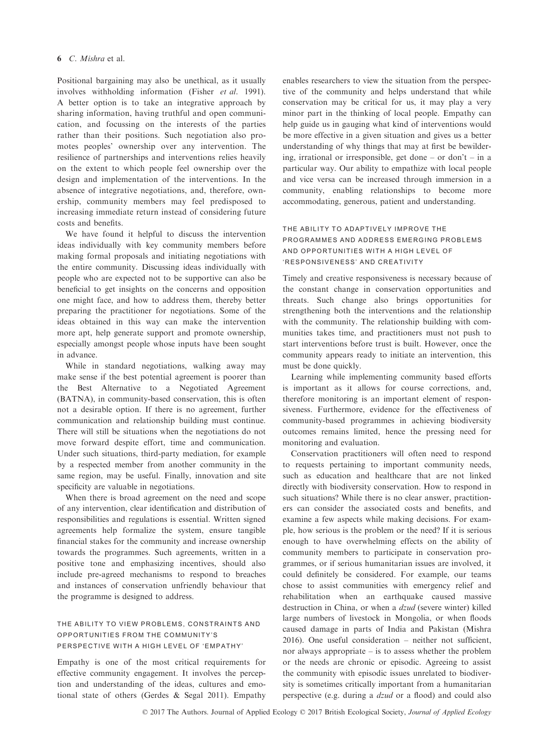Positional bargaining may also be unethical, as it usually involves withholding information (Fisher *et al.* 1991). A better option is to take an integrative approach by sharing information, having truthful and open communication, and focussing on the interests of the parties rather than their positions. Such negotiation also promotes peoples' ownership over any intervention. The resilience of partnerships and interventions relies heavily on the extent to which people feel ownership over the design and implementation of the interventions. In the absence of integrative negotiations, and, therefore, ownership, community members may feel predisposed to increasing immediate return instead of considering future costs and benefits.

We have found it helpful to discuss the intervention ideas individually with key community members before making formal proposals and initiating negotiations with the entire community. Discussing ideas individually with people who are expected not to be supportive can also be beneficial to get insights on the concerns and opposition one might face, and how to address them, thereby better preparing the practitioner for negotiations. Some of the ideas obtained in this way can make the intervention more apt, help generate support and promote ownership, especially amongst people whose inputs have been sought in advance.

While in standard negotiations, walking away may make sense if the best potential agreement is poorer than the Best Alternative to a Negotiated Agreement (BATNA), in community-based conservation, this is often not a desirable option. If there is no agreement, further communication and relationship building must continue. There will still be situations when the negotiations do not move forward despite effort, time and communication. Under such situations, third-party mediation, for example by a respected member from another community in the same region, may be useful. Finally, innovation and site specificity are valuable in negotiations.

When there is broad agreement on the need and scope of any intervention, clear identification and distribution of responsibilities and regulations is essential. Written signed agreements help formalize the system, ensure tangible financial stakes for the community and increase ownership towards the programmes. Such agreements, written in a positive tone and emphasizing incentives, should also include pre-agreed mechanisms to respond to breaches and instances of conservation unfriendly behaviour that the programme is designed to address.

### THE ABILITY TO VIEW PROBLEMS, CONSTRAINTS AND OPPORTUNITIES FROM THE COMMUNITY'S PERSPECTIVE WITH A HIGH LEVEL OF 'EMPATHY'

Empathy is one of the most critical requirements for effective community engagement. It involves the perception and understanding of the ideas, cultures and emotional state of others (Gerdes & Segal 2011). Empathy enables researchers to view the situation from the perspective of the community and helps understand that while conservation may be critical for us, it may play a very minor part in the thinking of local people. Empathy can help guide us in gauging what kind of interventions would be more effective in a given situation and gives us a better understanding of why things that may at first be bewildering, irrational or irresponsible, get done – or don't – in a particular way. Our ability to empathize with local people and vice versa can be increased through immersion in a community, enabling relationships to become more accommodating, generous, patient and understanding.

### THE ABILITY TO ADAPTIVELY IMPROVE THE PROGRAMMES AND ADDRESS EMERGING PROBLEMS AND OPPORTUNITIES WITH A HIGH LEVEL OF 'RESPONSIVENESS' AND CREATIVITY

Timely and creative responsiveness is necessary because of the constant change in conservation opportunities and threats. Such change also brings opportunities for strengthening both the interventions and the relationship with the community. The relationship building with communities takes time, and practitioners must not push to start interventions before trust is built. However, once the community appears ready to initiate an intervention, this must be done quickly.

Learning while implementing community based efforts is important as it allows for course corrections, and, therefore monitoring is an important element of responsiveness. Furthermore, evidence for the effectiveness of community-based programmes in achieving biodiversity outcomes remains limited, hence the pressing need for monitoring and evaluation.

Conservation practitioners will often need to respond to requests pertaining to important community needs, such as education and healthcare that are not linked directly with biodiversity conservation. How to respond in such situations? While there is no clear answer, practitioners can consider the associated costs and benefits, and examine a few aspects while making decisions. For example, how serious is the problem or the need? If it is serious enough to have overwhelming effects on the ability of community members to participate in conservation programmes, or if serious humanitarian issues are involved, it could definitely be considered. For example, our teams chose to assist communities with emergency relief and rehabilitation when an earthquake caused massive destruction in China, or when a *dzud* (severe winter) killed large numbers of livestock in Mongolia, or when floods caused damage in parts of India and Pakistan (Mishra 2016). One useful consideration – neither not sufficient, nor always appropriate – is to assess whether the problem or the needs are chronic or episodic. Agreeing to assist the community with episodic issues unrelated to biodiversity is sometimes critically important from a humanitarian perspective (e.g. during a *dzud* or a flood) and could also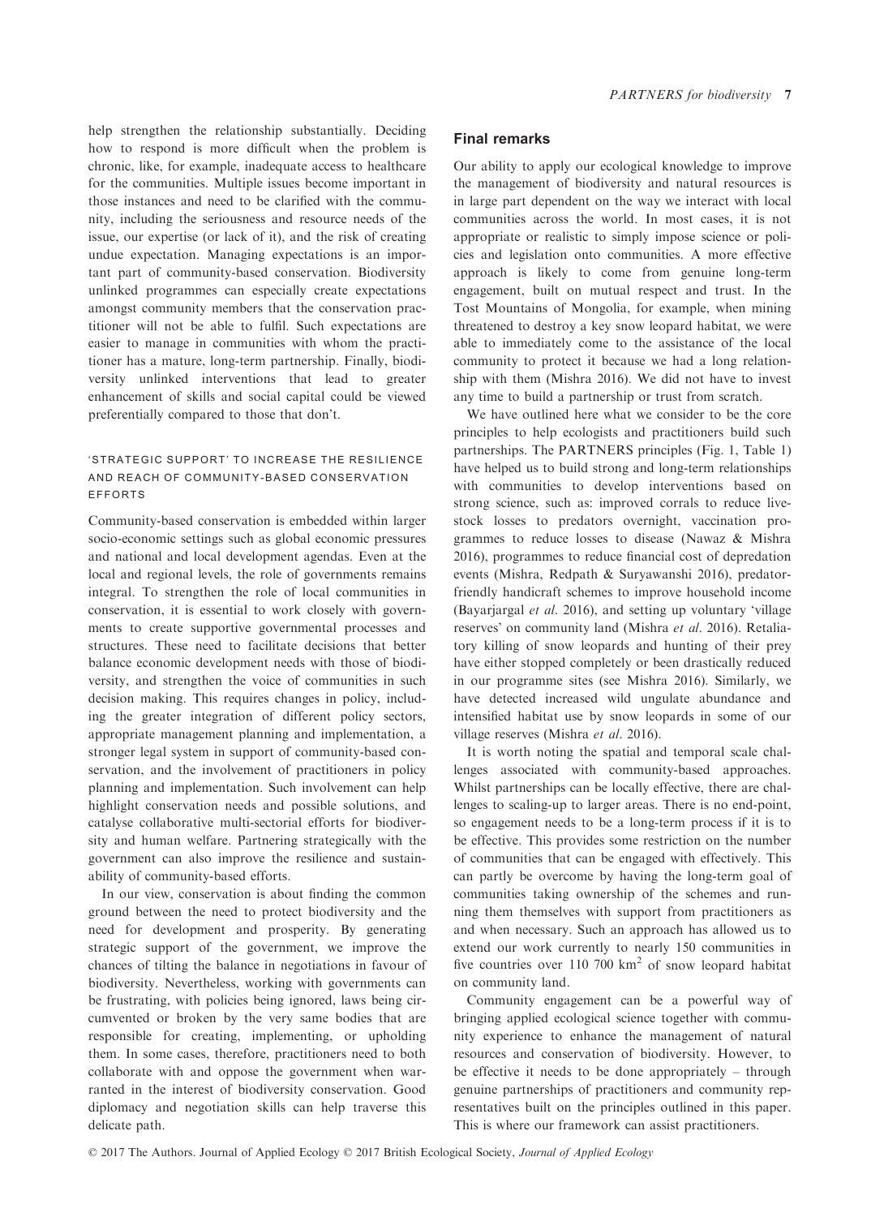help strengthen the relationship substantially. Deciding how to respond is more difficult when the problem is chronic, like, for example, inadequate access to healthcare for the communities. Multiple issues become important in those instances and need to be clarified with the community, including the seriousness and resource needs of the issue, our expertise (or lack of it), and the risk of creating undue expectation. Managing expectations is an important part of community-based conservation. Biodiversity unlinked programmes can especially create expectations amongst community members that the conservation practitioner will not be able to fulfil. Such expectations are easier to manage in communities with whom the practitioner has a mature, long-term partnership. Finally, biodiversity unlinked interventions that lead to greater enhancement of skills and social capital could be viewed preferentially compared to those that don't.

### 'STRATEGIC SUPPORT' TO INCREASE THE RESILIENCE AND REACH OF COMMUNITY-BASED CONSERVATION EFFORTS

Community-based conservation is embedded within larger socio-economic settings such as global economic pressures and national and local development agendas. Even at the local and regional levels, the role of governments remains integral. To strengthen the role of local communities in conservation, it is essential to work closely with governments to create supportive governmental processes and structures. These need to facilitate decisions that better balance economic development needs with those of biodiversity, and strengthen the voice of communities in such decision making. This requires changes in policy, including the greater integration of different policy sectors, appropriate management planning and implementation, a stronger legal system in support of community-based conservation, and the involvement of practitioners in policy planning and implementation. Such involvement can help highlight conservation needs and possible solutions, and catalyse collaborative multi-sectorial efforts for biodiversity and human welfare. Partnering strategically with the government can also improve the resilience and sustainability of community-based efforts.

In our view, conservation is about finding the common ground between the need to protect biodiversity and the need for development and prosperity. By generating strategic support of the government, we improve the chances of tilting the balance in negotiations in favour of biodiversity. Nevertheless, working with governments can be frustrating, with policies being ignored, laws being circumvented or broken by the very same bodies that are responsible for creating, implementing, or upholding them. In some cases, therefore, practitioners need to both collaborate with and oppose the government when warranted in the interest of biodiversity conservation. Good diplomacy and negotiation skills can help traverse this delicate path.

## Final remarks

Our ability to apply our ecological knowledge to improve the management of biodiversity and natural resources is in large part dependent on the way we interact with local communities across the world. In most cases, it is not appropriate or realistic to simply impose science or policies and legislation onto communities. A more effective approach is likely to come from genuine long-term engagement, built on mutual respect and trust. In the Tost Mountains of Mongolia, for example, when mining threatened to destroy a key snow leopard habitat, we were able to immediately come to the assistance of the local community to protect it because we had a long relationship with them (Mishra 2016). We did not have to invest any time to build a partnership or trust from scratch.

We have outlined here what we consider to be the core principles to help ecologists and practitioners build such partnerships. The PARTNERS principles (Fig. 1, Table 1) have helped us to build strong and long-term relationships with communities to develop interventions based on strong science, such as: improved corrals to reduce livestock losses to predators overnight, vaccination programmes to reduce losses to disease (Nawaz & Mishra 2016), programmes to reduce financial cost of depredation events (Mishra, Redpath & Suryawanshi 2016), predator-friendly handicraft schemes to improve household income (Bayarjargal *et al.* 2016), and setting up voluntary 'village reserves' on community land (Mishra *et al.* 2016). Retaliatory killing of snow leopards and hunting of their prey have either stopped completely or been drastically reduced in our programme sites (see Mishra 2016). Similarly, we have detected increased wild ungulate abundance and intensified habitat use by snow leopards in some of our village reserves (Mishra *et al.* 2016).

It is worth noting the spatial and temporal scale challenges associated with community-based approaches. Whilst partnerships can be locally effective, there are challenges to scaling-up to larger areas. There is no end-point, so engagement needs to be a long-term process if it is to be effective. This provides some restriction on the number of communities that can be engaged with effectively. This can partly be overcome by having the long-term goal of communities taking ownership of the schemes and running them themselves with support from practitioners as and when necessary. Such an approach has allowed us to extend our work currently to nearly 150 communities in five countries over 110 700 km$^2$ of snow leopard habitat on community land.

Community engagement can be a powerful way of bringing applied ecological science together with community experience to enhance the management of natural resources and conservation of biodiversity. However, to be effective it needs to be done appropriately – through genuine partnerships of practitioners and community representatives built on the principles outlined in this paper. This is where our framework can assist practitioners.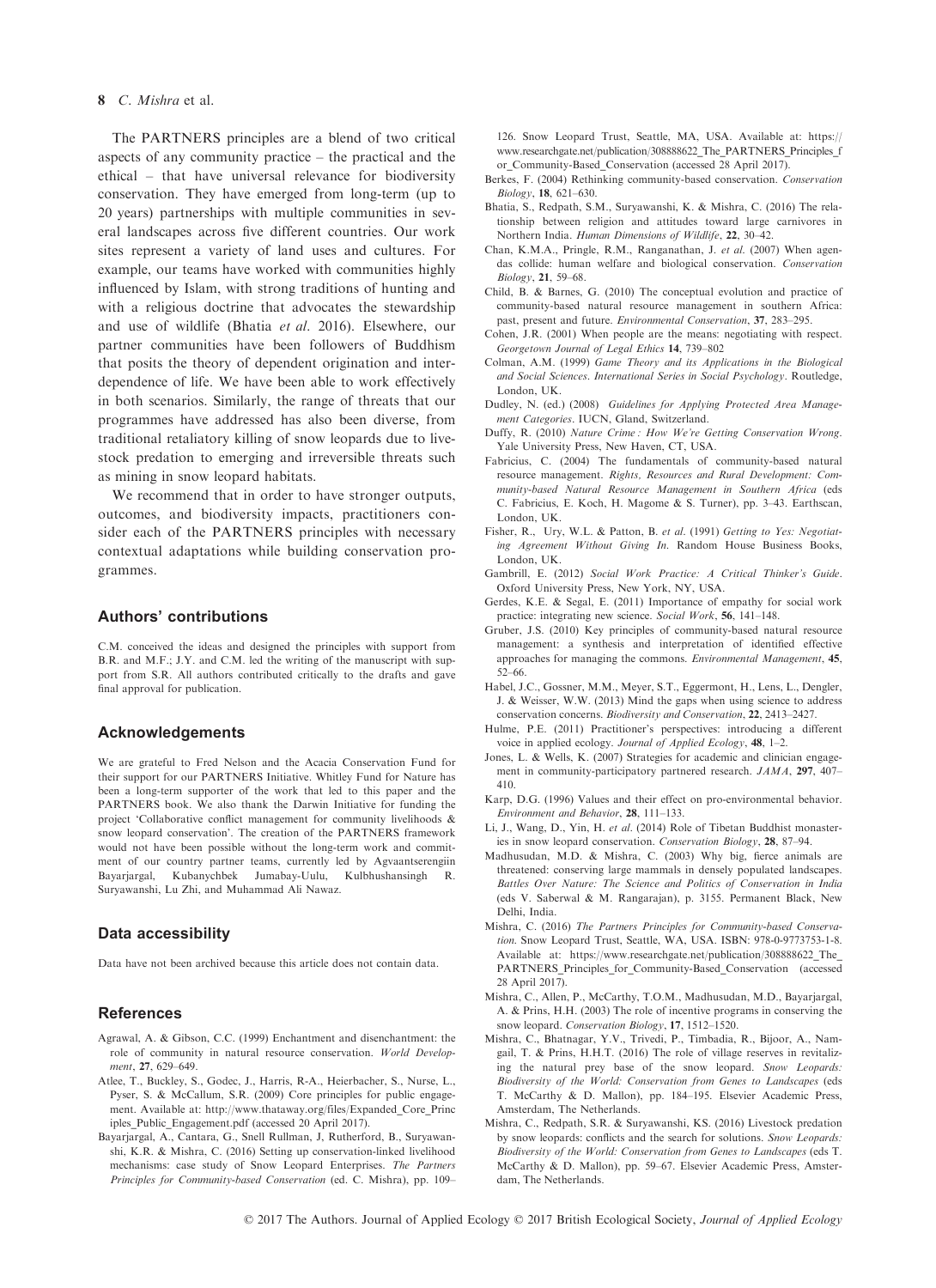The PARTNERS principles are a blend of two critical aspects of any community practice – the practical and the ethical – that have universal relevance for biodiversity conservation. They have emerged from long-term (up to 20 years) partnerships with multiple communities in several landscapes across five different countries. Our work sites represent a variety of land uses and cultures. For example, our teams have worked with communities highly influenced by Islam, with strong traditions of hunting and with a religious doctrine that advocates the stewardship and use of wildlife (Bhatia *et al*. 2016). Elsewhere, our partner communities have been followers of Buddhism that posits the theory of dependent origination and interdependence of life. We have been able to work effectively in both scenarios. Similarly, the range of threats that our programmes have addressed has also been diverse, from traditional retaliatory killing of snow leopards due to livestock predation to emerging and irreversible threats such as mining in snow leopard habitats.

We recommend that in order to have stronger outputs, outcomes, and biodiversity impacts, practitioners consider each of the PARTNERS principles with necessary contextual adaptations while building conservation programmes.

## Authors' contributions

C.M. conceived the ideas and designed the principles with support from B.R. and M.F.; J.Y. and C.M. led the writing of the manuscript with support from S.R. All authors contributed critically to the drafts and gave final approval for publication.

## Acknowledgements

We are grateful to Fred Nelson and the Acacia Conservation Fund for their support for our PARTNERS Initiative. Whitley Fund for Nature has been a long-term supporter of the work that led to this paper and the PARTNERS book. We also thank the Darwin Initiative for funding the project 'Collaborative conflict management for community livelihoods & snow leopard conservation'. The creation of the PARTNERS framework would not have been possible without the long-term work and commitment of our country partner teams, currently led by Agvaantserengiin Bayarjargal, Kubanychbek Jumabay-Uulu, Kulbhushansingh R. Suryawanshi, Lu Zhi, and Muhammad Ali Nawaz.

## Data accessibility

Data have not been archived because this article does not contain data.

## References

Agrawal, A. & Gibson, C.C. (1999) Enchantment and disenchantment: the role of community in natural resource conservation. *World Development*, **27**, 629–649.

Atlee, T., Buckley, S., Godec, J., Harris, R-A., Heierbacher, S., Nurse, L., Pyser, S. & McCallum, S.R. (2009) Core principles for public engagement. Available at: http://www.thataway.org/files/Expanded_Core_Principles_Public_Engagement.pdf (accessed 20 April 2017).

Bayarjargal, A., Cantara, G., Snell Rullman, J, Rutherford, B., Suryawanshi, K.R. & Mishra, C. (2016) Setting up conservation-linked livelihood mechanisms: case study of Snow Leopard Enterprises. *The Partners Principles for Community-based Conservation* (ed. C. Mishra), pp. 109–126. Snow Leopard Trust, Seattle, MA, USA. Available at: https://www.researchgate.net/publication/308888622_The_PARTNERS_Principles_for_Community-Based_Conservation (accessed 28 April 2017).

Berkes, F. (2004) Rethinking community-based conservation. *Conservation Biology*, **18**, 621–630.

Bhatia, S., Redpath, S.M., Suryawanshi, K. & Mishra, C. (2016) The relationship between religion and attitudes toward large carnivores in Northern India. *Human Dimensions of Wildlife*, **22**, 30–42.

Chan, K.M.A., Pringle, R.M., Ranganathan, J. *et al.* (2007) When agendas collide: human welfare and biological conservation. *Conservation Biology*, **21**, 59–68.

Child, B. & Barnes, G. (2010) The conceptual evolution and practice of community-based natural resource management in southern Africa: past, present and future. *Environmental Conservation*, **37**, 283–295.

Cohen, J.R. (2001) When people are the means: negotiating with respect. *Georgetown Journal of Legal Ethics* **14**, 739–802

Colman, A.M. (1999) *Game Theory and its Applications in the Biological and Social Sciences*. *International Series in Social Psychology*. Routledge, London, UK.

Dudley, N. (ed.) (2008) *Guidelines for Applying Protected Area Management Categories*. IUCN, Gland, Switzerland.

Duffy, R. (2010) *Nature Crime : How We're Getting Conservation Wrong*. Yale University Press, New Haven, CT, USA.

Fabricius, C. (2004) The fundamentals of community-based natural resource management. *Rights, Resources and Rural Development: Community-based Natural Resource Management in Southern Africa* (eds C. Fabricius, E. Koch, H. Magome & S. Turner), pp. 3–43. Earthscan, London, UK.

Fisher, R., Ury, W.L. & Patton, B. *et al.* (1991) *Getting to Yes: Negotiating Agreement Without Giving In*. Random House Business Books, London, UK.

Gambrill, E. (2012) *Social Work Practice: A Critical Thinker's Guide*. Oxford University Press, New York, NY, USA.

Gerdes, K.E. & Segal, E. (2011) Importance of empathy for social work practice: integrating new science. *Social Work*, **56**, 141–148.

Gruber, J.S. (2010) Key principles of community-based natural resource management: a synthesis and interpretation of identified effective approaches for managing the commons. *Environmental Management*, **45**, 52–66.

Habel, J.C., Gossner, M.M., Meyer, S.T., Eggermont, H., Lens, L., Dengler, J. & Weisser, W.W. (2013) Mind the gaps when using science to address conservation concerns. *Biodiversity and Conservation*, **22**, 2413–2427.

Hulme, P.E. (2011) Practitioner's perspectives: introducing a different voice in applied ecology. *Journal of Applied Ecology*, **48**, 1–2.

Jones, L. & Wells, K. (2007) Strategies for academic and clinician engagement in community-participatory partnered research. *JAMA*, **297**, 407–410.

Karp, D.G. (1996) Values and their effect on pro-environmental behavior. *Environment and Behavior*, **28**, 111–133.

Li, J., Wang, D., Yin, H. *et al.* (2014) Role of Tibetan Buddhist monasteries in snow leopard conservation. *Conservation Biology*, **28**, 87–94.

Madhusudan, M.D. & Mishra, C. (2003) Why big, fierce animals are threatened: conserving large mammals in densely populated landscapes. *Battles Over Nature: The Science and Politics of Conservation in India* (eds V. Saberwal & M. Rangarajan), p. 3155. Permanent Black, New Delhi, India.

Mishra, C. (2016) *The Partners Principles for Community-based Conservation*. Snow Leopard Trust, Seattle, WA, USA. ISBN: 978-0-9773753-1-8. Available at: https://www.researchgate.net/publication/308888622_The_PARTNERS_Principles_for_Community-Based_Conservation (accessed 28 April 2017).

Mishra, C., Allen, P., McCarthy, T.O.M., Madhusudan, M.D., Bayarjargal, A. & Prins, H.H. (2003) The role of incentive programs in conserving the snow leopard. *Conservation Biology*, **17**, 1512–1520.

Mishra, C., Bhatnagar, Y.V., Trivedi, P., Timbadia, R., Bijoor, A., Namgail, T. & Prins, H.H.T. (2016) The role of village reserves in revitalizing the natural prey base of the snow leopard. *Snow Leopards: Biodiversity of the World: Conservation from Genes to Landscapes* (eds T. McCarthy & D. Mallon), pp. 184–195. Elsevier Academic Press, Amsterdam, The Netherlands.

Mishra, C., Redpath, S.R. & Suryawanshi, KS. (2016) Livestock predation by snow leopards: conflicts and the search for solutions. *Snow Leopards: Biodiversity of the World: Conservation from Genes to Landscapes* (eds T. McCarthy & D. Mallon), pp. 59–67. Elsevier Academic Press, Amsterdam, The Netherlands.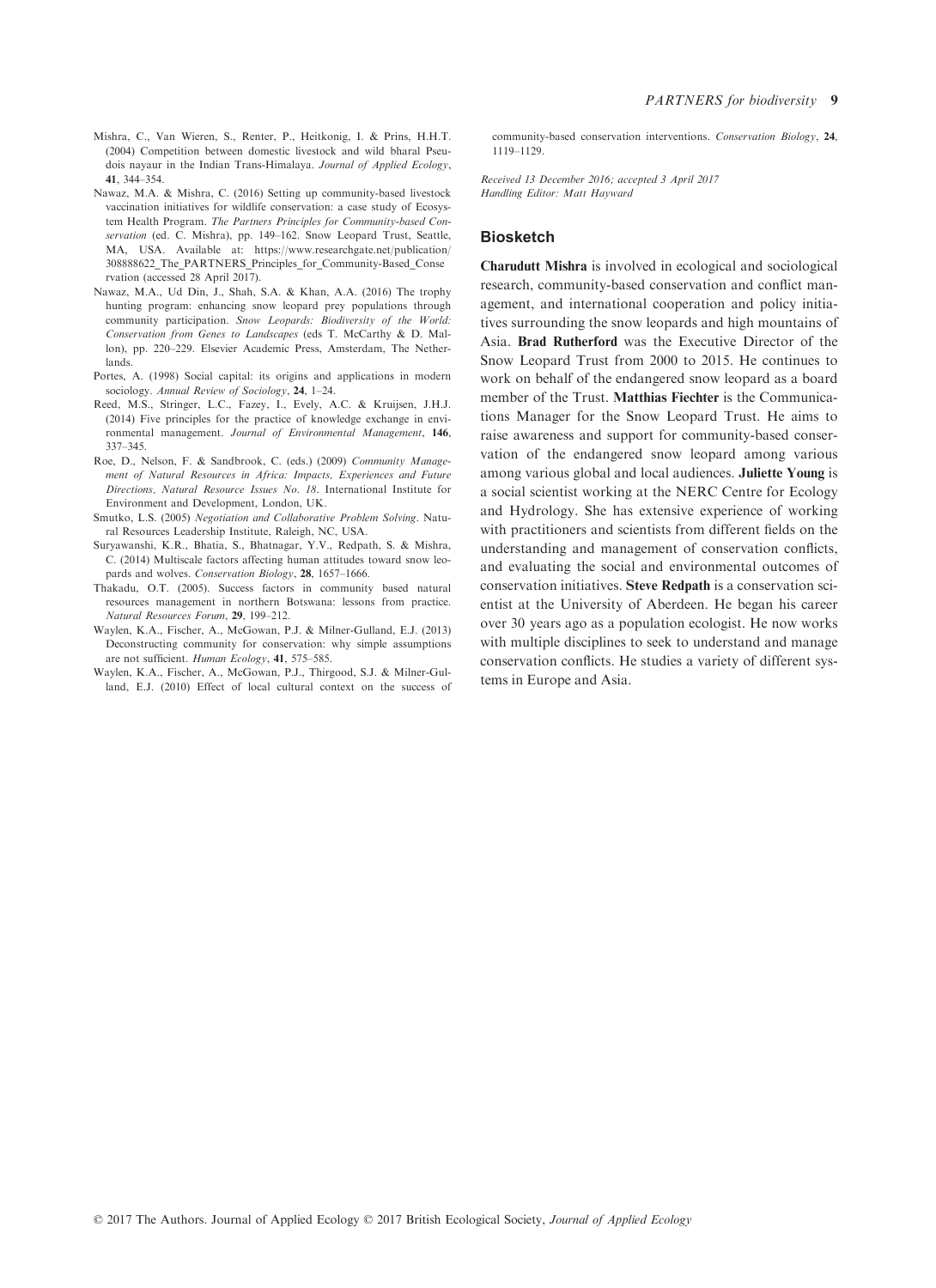Mishra, C., Van Wieren, S., Renter, P., Heitkonig, I. & Prins, H.H.T. (2004) Competition between domestic livestock and wild bharal Pseudois nayaur in the Indian Trans-Himalaya. *Journal of Applied Ecology*, **41**, 344–354.

Nawaz, M.A. & Mishra, C. (2016) Setting up community-based livestock vaccination initiatives for wildlife conservation: a case study of Ecosystem Health Program. *The Partners Principles for Community-based Conservation* (ed. C. Mishra), pp. 149–162. Snow Leopard Trust, Seattle, MA, USA. Available at: https://www.researchgate.net/publication/308888622_The_PARTNERS_Principles_for_Community-Based_Conservation (accessed 28 April 2017).

Nawaz, M.A., Ud Din, J., Shah, S.A. & Khan, A.A. (2016) The trophy hunting program: enhancing snow leopard prey populations through community participation. *Snow Leopards: Biodiversity of the World: Conservation from Genes to Landscapes* (eds T. McCarthy & D. Mallon), pp. 220–229. Elsevier Academic Press, Amsterdam, The Netherlands.

Portes, A. (1998) Social capital: its origins and applications in modern sociology. *Annual Review of Sociology*, **24**, 1–24.

Reed, M.S., Stringer, L.C., Fazey, I., Evely, A.C. & Kruijsen, J.H.J. (2014) Five principles for the practice of knowledge exchange in environmental management. *Journal of Environmental Management*, **146**, 337–345.

Roe, D., Nelson, F. & Sandbrook, C. (eds.) (2009) *Community Management of Natural Resources in Africa: Impacts, Experiences and Future Directions, Natural Resource Issues No. 18*. International Institute for Environment and Development, London, UK.

Smutko, L.S. (2005) *Negotiation and Collaborative Problem Solving*. Natural Resources Leadership Institute, Raleigh, NC, USA.

Suryawanshi, K.R., Bhatia, S., Bhatnagar, Y.V., Redpath, S. & Mishra, C. (2014) Multiscale factors affecting human attitudes toward snow leopards and wolves. *Conservation Biology*, **28**, 1657–1666.

Thakadu, O.T. (2005). Success factors in community based natural resources management in northern Botswana: lessons from practice. *Natural Resources Forum*, **29**, 199–212.

Waylen, K.A., Fischer, A., McGowan, P.J. & Milner-Gulland, E.J. (2013) Deconstructing community for conservation: why simple assumptions are not sufficient. *Human Ecology*, **41**, 575–585.

Waylen, K.A., Fischer, A., McGowan, P.J., Thirgood, S.J. & Milner-Gulland, E.J. (2010) Effect of local cultural context on the success of community-based conservation interventions. *Conservation Biology*, **24**, 1119–1129.

*Received 13 December 2016; accepted 3 April 2017*
*Handling Editor: Matt Hayward*

## Biosketch

**Charudutt Mishra** is involved in ecological and sociological research, community-based conservation and conflict management, and international cooperation and policy initiatives surrounding the snow leopards and high mountains of Asia. **Brad Rutherford** was the Executive Director of the Snow Leopard Trust from 2000 to 2015. He continues to work on behalf of the endangered snow leopard as a board member of the Trust. **Matthias Fiechter** is the Communications Manager for the Snow Leopard Trust. He aims to raise awareness and support for community-based conservation of the endangered snow leopard among various among various global and local audiences. **Juliette Young** is a social scientist working at the NERC Centre for Ecology and Hydrology. She has extensive experience of working with practitioners and scientists from different fields on the understanding and management of conservation conflicts, and evaluating the social and environmental outcomes of conservation initiatives. **Steve Redpath** is a conservation scientist at the University of Aberdeen. He began his career over 30 years ago as a population ecologist. He now works with multiple disciplines to seek to understand and manage conservation conflicts. He studies a variety of different systems in Europe and Asia.